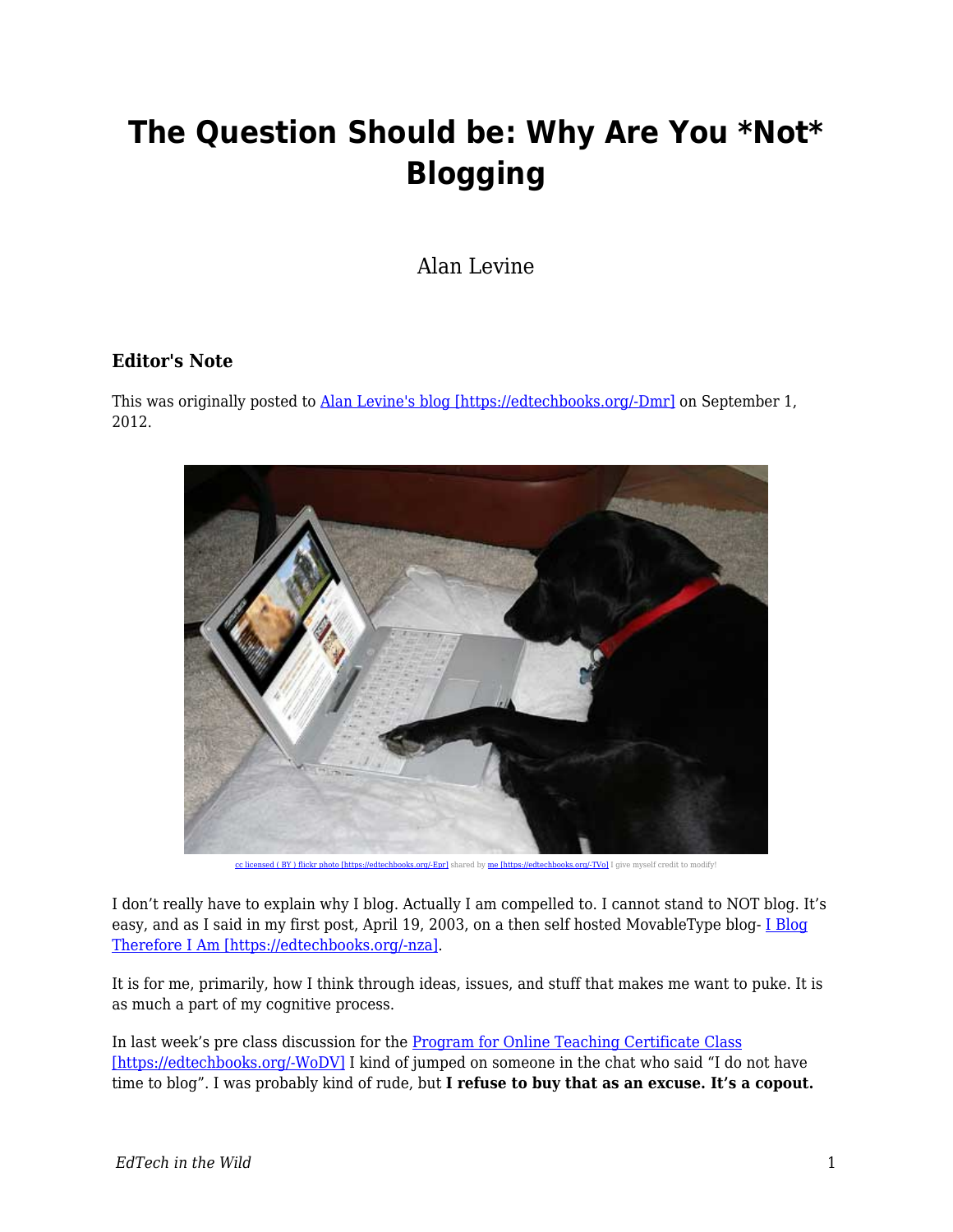# The Question Should be: Why Are You *Not* Blogging

Alan Levine

### Editor's Note

This was originally posted to Alan Levine's blog [https://edtechbooks.org/-Dmr] on September 1, 2012.

cc licensed ( BY ) flickr photo [https://edtechbooks.org/-Epr] shared by me [https://edtechbooks.org/-TVo] I give myself credit to modify!

I don't really have to explain why I blog. Actually I am compelled to. I cannot stand to NOT blog. It's easy, and as I said in my first post, April 19, 2003, on a then self hosted MovableType blog- I Blog Therefore I Am [https://edtechbooks.org/-nza].

It is for me, primarily, how I think through ideas, issues, and stuff that makes me want to puke. It is as much a part of my cognitive process.

In last week's pre class discussion for the Program for Online Teaching Certificate Class [https://edtechbooks.org/-WoDV] I kind of jumped on someone in the chat who said "I do not have time to blog". I was probably kind of rude, but **I refuse to buy that as an excuse. It's a copout.**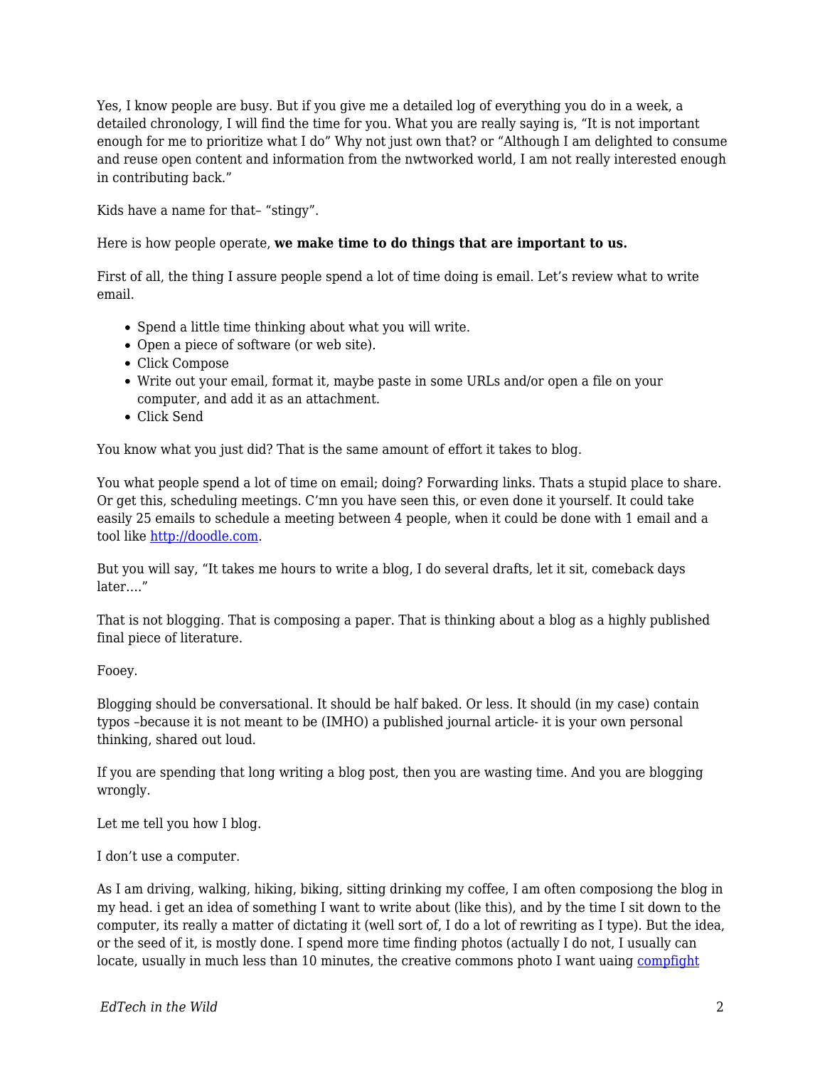Yes, I know people are busy. But if you give me a detailed log of everything you do in a week, a detailed chronology, I will find the time for you. What you are really saying is, “It is not important enough for me to prioritize what I do” Why not just own that? or “Although I am delighted to consume and reuse open content and information from the nwtworked world, I am not really interested enough in contributing back.”

Kids have a name for that– “stingy”.

Here is how people operate, **we make time to do things that are important to us.**

First of all, the thing I assure people spend a lot of time doing is email. Let’s review what to write email.

- Spend a little time thinking about what you will write.
- Open a piece of software (or web site).
- Click Compose
- Write out your email, format it, maybe paste in some URLs and/or open a file on your computer, and add it as an attachment.
- Click Send

You know what you just did? That is the same amount of effort it takes to blog.

You what people spend a lot of time on email; doing? Forwarding links. Thats a stupid place to share. Or get this, scheduling meetings. C’mn you have seen this, or even done it yourself. It could take easily 25 emails to schedule a meeting between 4 people, when it could be done with 1 email and a tool like [http://doodle.com](http://doodle.com).

But you will say, “It takes me hours to write a blog, I do several drafts, let it sit, comeback days later….”

That is not blogging. That is composing a paper. That is thinking about a blog as a highly published final piece of literature.

Fooey.

Blogging should be conversational. It should be half baked. Or less. It should (in my case) contain typos –because it is not meant to be (IMHO) a published journal article- it is your own personal thinking, shared out loud.

If you are spending that long writing a blog post, then you are wasting time. And you are blogging wrongly.

Let me tell you how I blog.

I don’t use a computer.

As I am driving, walking, hiking, biking, sitting drinking my coffee, I am often composiong the blog in my head. i get an idea of something I want to write about (like this), and by the time I sit down to the computer, its really a matter of dictating it (well sort of, I do a lot of rewriting as I type). But the idea, or the seed of it, is mostly done. I spend more time finding photos (actually I do not, I usually can locate, usually in much less than 10 minutes, the creative commons photo I want uaing compfight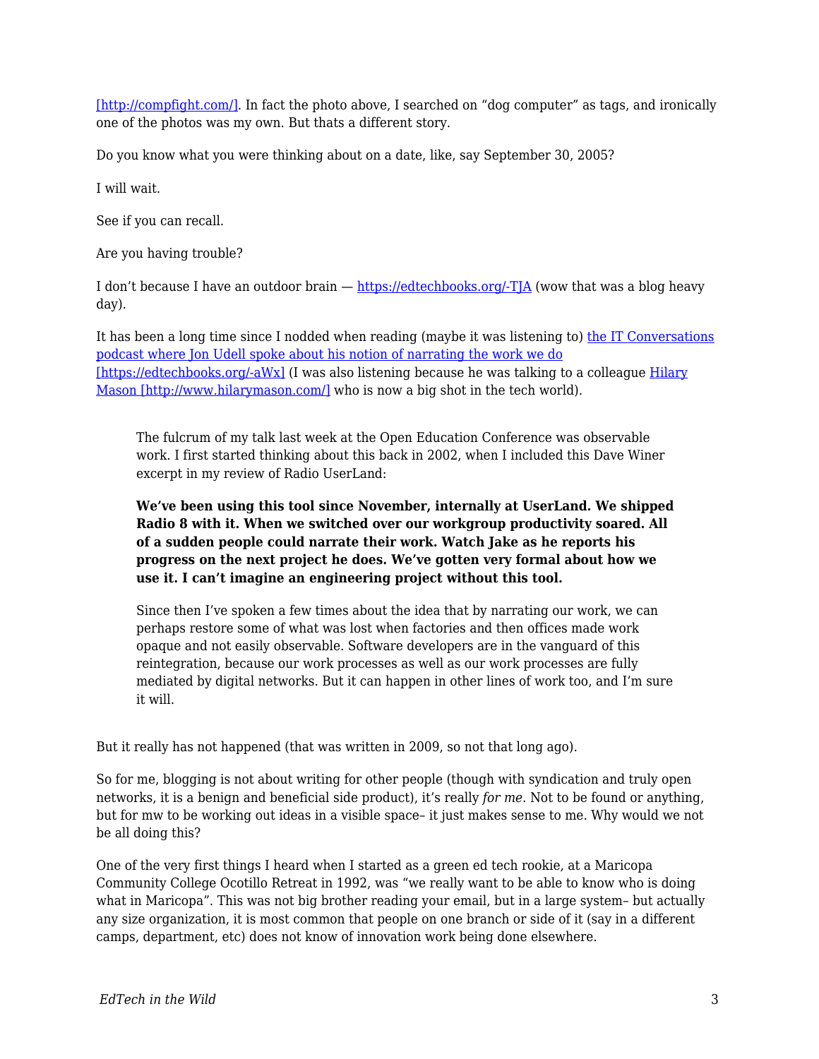[http://compfight.com/]. In fact the photo above, I searched on "dog computer" as tags, and ironically one of the photos was my own. But thats a different story.

Do you know what you were thinking about on a date, like, say September 30, 2005?

I will wait.

See if you can recall.

Are you having trouble?

I don't because I have an outdoor brain — https://edtechbooks.org/-TJA (wow that was a blog heavy day).

It has been a long time since I nodded when reading (maybe it was listening to) the IT Conversations podcast where Jon Udell spoke about his notion of narrating the work we do [https://edtechbooks.org/-aWx] (I was also listening because he was talking to a colleague Hilary Mason [http://www.hilarymason.com/] who is now a big shot in the tech world).

> The fulcrum of my talk last week at the Open Education Conference was observable work. I first started thinking about this back in 2002, when I included this Dave Winer excerpt in my review of Radio UserLand:
>
> **We've been using this tool since November, internally at UserLand. We shipped Radio 8 with it. When we switched over our workgroup productivity soared. All of a sudden people could narrate their work. Watch Jake as he reports his progress on the next project he does. We've gotten very formal about how we use it. I can't imagine an engineering project without this tool.**
>
> Since then I've spoken a few times about the idea that by narrating our work, we can perhaps restore some of what was lost when factories and then offices made work opaque and not easily observable. Software developers are in the vanguard of this reintegration, because our work processes as well as our work processes are fully mediated by digital networks. But it can happen in other lines of work too, and I'm sure it will.

But it really has not happened (that was written in 2009, so not that long ago).

So for me, blogging is not about writing for other people (though with syndication and truly open networks, it is a benign and beneficial side product), it's really *for me*. Not to be found or anything, but for mw to be working out ideas in a visible space– it just makes sense to me. Why would we not be all doing this?

One of the very first things I heard when I started as a green ed tech rookie, at a Maricopa Community College Ocotillo Retreat in 1992, was "we really want to be able to know who is doing what in Maricopa". This was not big brother reading your email, but in a large system– but actually any size organization, it is most common that people on one branch or side of it (say in a different camps, department, etc) does not know of innovation work being done elsewhere.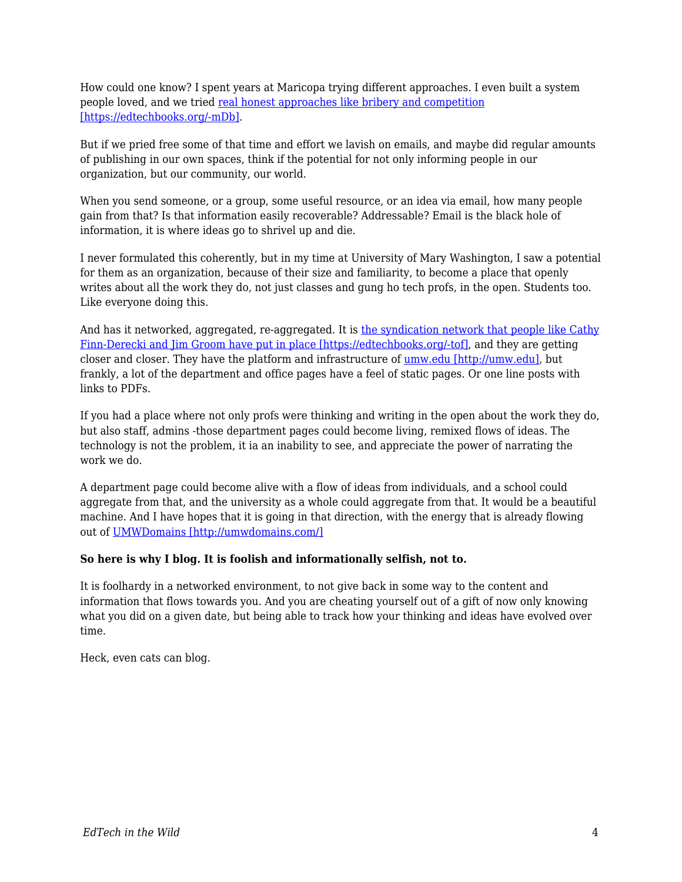How could one know? I spent years at Maricopa trying different approaches. I even built a system people loved, and we tried [real honest approaches like bribery and competition [https://edtechbooks.org/-mDb]](https://edtechbooks.org/-mDb).

But if we pried free some of that time and effort we lavish on emails, and maybe did regular amounts of publishing in our own spaces, think if the potential for not only informing people in our organization, but our community, our world.

When you send someone, or a group, some useful resource, or an idea via email, how many people gain from that? Is that information easily recoverable? Addressable? Email is the black hole of information, it is where ideas go to shrivel up and die.

I never formulated this coherently, but in my time at University of Mary Washington, I saw a potential for them as an organization, because of their size and familiarity, to become a place that openly writes about all the work they do, not just classes and gung ho tech profs, in the open. Students too. Like everyone doing this.

And has it networked, aggregated, re-aggregated. It is [the syndication network that people like Cathy Finn-Derecki and Jim Groom have put in place [https://edtechbooks.org/-tof]](https://edtechbooks.org/-tof), and they are getting closer and closer. They have the platform and infrastructure of [umw.edu [http://umw.edu]](http://umw.edu), but frankly, a lot of the department and office pages have a feel of static pages. Or one line posts with links to PDFs.

If you had a place where not only profs were thinking and writing in the open about the work they do, but also staff, admins -those department pages could become living, remixed flows of ideas. The technology is not the problem, it ia an inability to see, and appreciate the power of narrating the work we do.

A department page could become alive with a flow of ideas from individuals, and a school could aggregate from that, and the university as a whole could aggregate from that. It would be a beautiful machine. And I have hopes that it is going in that direction, with the energy that is already flowing out of [UMWDomains [http://umwdomains.com/]](http://umwdomains.com/)

**So here is why I blog. It is foolish and informationally selfish, not to.**

It is foolhardy in a networked environment, to not give back in some way to the content and information that flows towards you. And you are cheating yourself out of a gift of now only knowing what you did on a given date, but being able to track how your thinking and ideas have evolved over time.

Heck, even cats can blog.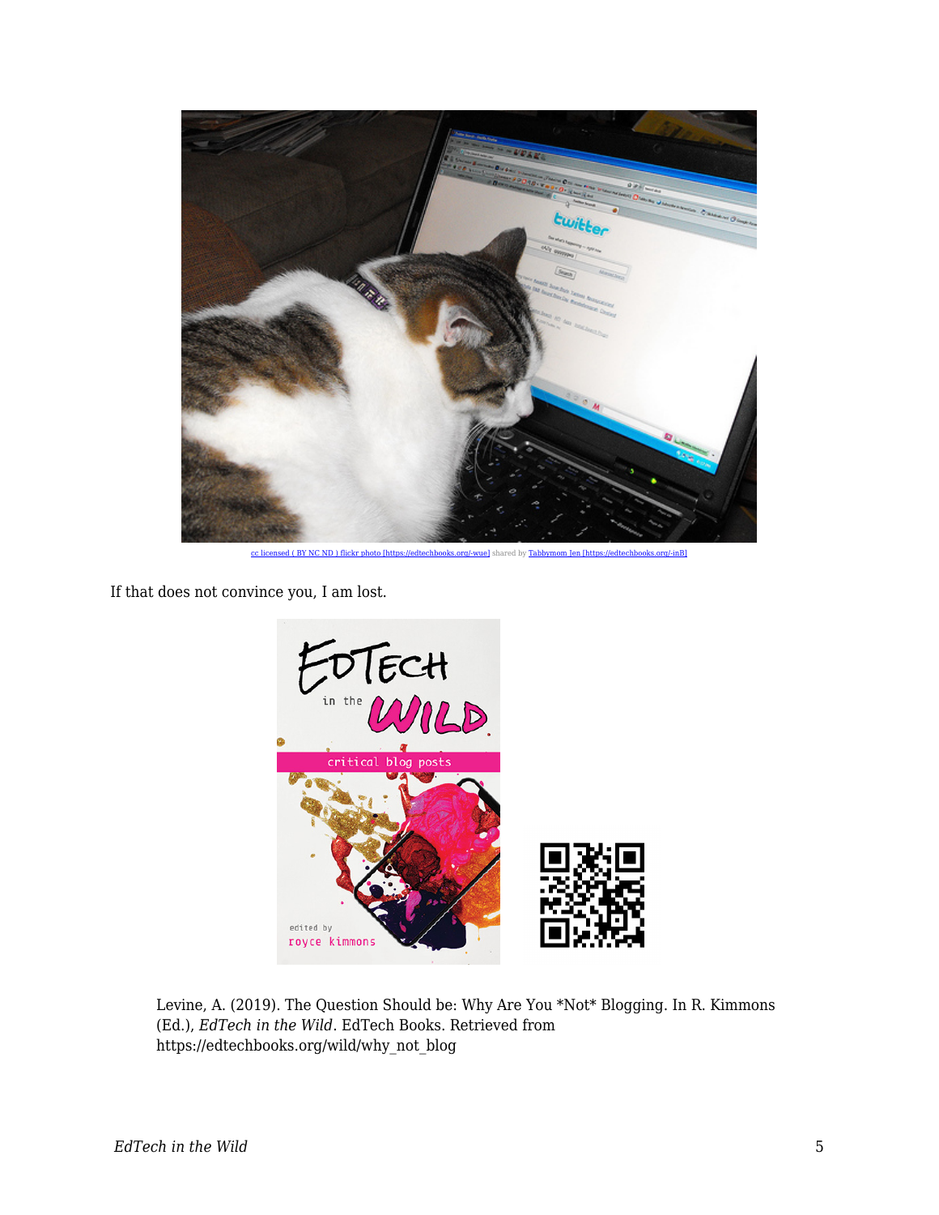cc licensed ( BY NC ND ) flickr photo [https://edtechbooks.org/-wue] shared by Tabbymom Jen [https://edtechbooks.org/-inB]

If that does not convince you, I am lost.

Levine, A. (2019). The Question Should be: Why Are You *Not* Blogging. In R. Kimmons (Ed.), *EdTech in the Wild*. EdTech Books. Retrieved from https://edtechbooks.org/wild/why_not_blog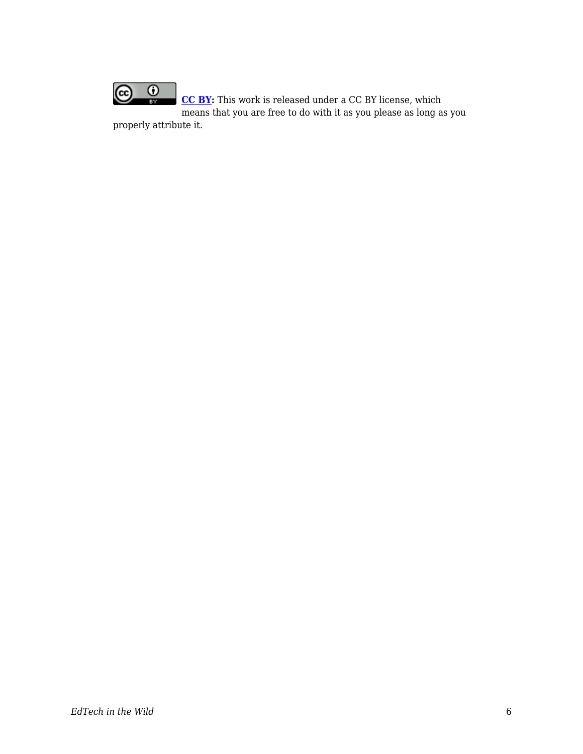**CC BY:** This work is released under a CC BY license, which means that you are free to do with it as you please as long as you properly attribute it.